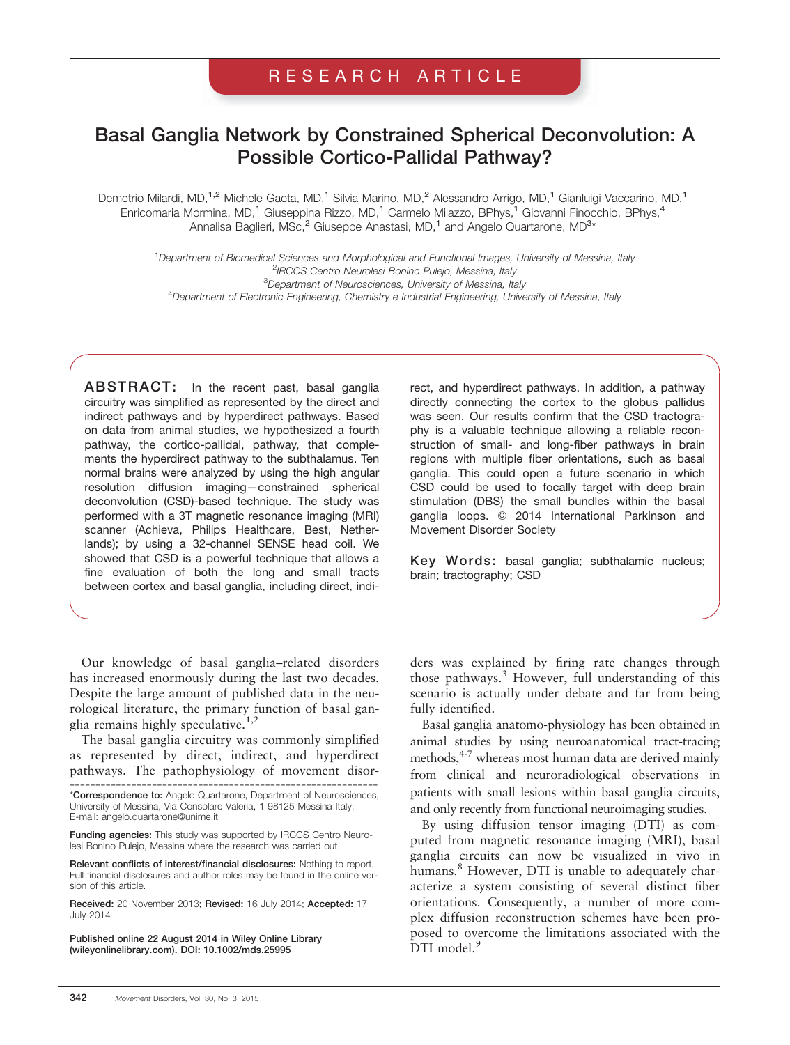RESEARCH ARTICLE

# Basal Ganglia Network by Constrained Spherical Deconvolution: A Possible Cortico-Pallidal Pathway?

Demetrio Milardi, MD,[1,2] Michele Gaeta, MD,[1] Silvia Marino, MD,[2] Alessandro Arrigo, MD,[1] Gianluigi Vaccarino, MD,[1] Enricomaria Mormina, MD,[1] Giuseppina Rizzo, MD,[1] Carmelo Milazzo, BPhys,[1] Giovanni Finocchio, BPhys,[4] Annalisa Baglieri, MSc,[2] Giuseppe Anastasi, MD,[1] and Angelo Quartarone, MD[3]*

[1]*Department of Biomedical Sciences and Morphological and Functional Images, University of Messina, Italy*
[2]*IRCCS Centro Neurolesi Bonino Pulejo, Messina, Italy*
[3]*Department of Neurosciences, University of Messina, Italy*
[4]*Department of Electronic Engineering, Chemistry e Industrial Engineering, University of Messina, Italy*

**ABSTRACT:** In the recent past, basal ganglia circuitry was simplified as represented by the direct and indirect pathways and by hyperdirect pathways. Based on data from animal studies, we hypothesized a fourth pathway, the cortico-pallidal, pathway, that complements the hyperdirect pathway to the subthalamus. Ten normal brains were analyzed by using the high angular resolution diffusion imaging—constrained spherical deconvolution (CSD)-based technique. The study was performed with a 3T magnetic resonance imaging (MRI) scanner (Achieva, Philips Healthcare, Best, Netherlands); by using a 32-channel SENSE head coil. We showed that CSD is a powerful technique that allows a fine evaluation of both the long and small tracts between cortex and basal ganglia, including direct, indirect, and hyperdirect pathways. In addition, a pathway directly connecting the cortex to the globus pallidus was seen. Our results confirm that the CSD tractography is a valuable technique allowing a reliable reconstruction of small- and long-fiber pathways in brain regions with multiple fiber orientations, such as basal ganglia. This could open a future scenario in which CSD could be used to focally target with deep brain stimulation (DBS) the small bundles within the basal ganglia loops. © 2014 International Parkinson and Movement Disorder Society

**Key Words:** basal ganglia; subthalamic nucleus; brain; tractography; CSD

Our knowledge of basal ganglia–related disorders has increased enormously during the last two decades. Despite the large amount of published data in the neurological literature, the primary function of basal ganglia remains highly speculative.[1,2]

The basal ganglia circuitry was commonly simplified as represented by direct, indirect, and hyperdirect pathways. The pathophysiology of movement disorders was explained by firing rate changes through those pathways.[3] However, full understanding of this scenario is actually under debate and far from being fully identified.

Basal ganglia anatomo-physiology has been obtained in animal studies by using neuroanatomical tract-tracing methods,[4-7] whereas most human data are derived mainly from clinical and neuroradiological observations in patients with small lesions within basal ganglia circuits, and only recently from functional neuroimaging studies.

By using diffusion tensor imaging (DTI) as computed from magnetic resonance imaging (MRI), basal ganglia circuits can now be visualized in vivo in humans.[8] However, DTI is unable to adequately characterize a system consisting of several distinct fiber orientations. Consequently, a number of more complex diffusion reconstruction schemes have been proposed to overcome the limitations associated with the DTI model.[9]

---

*Correspondence to: Angelo Quartarone, Department of Neurosciences, University of Messina, Via Consolare Valeria, 1 98125 Messina Italy; E-mail: angelo.quartarone@unime.it

**Funding agencies:** This study was supported by IRCCS Centro Neurolesi Bonino Pulejo, Messina where the research was carried out.

**Relevant conflicts of interest/financial disclosures:** Nothing to report. Full financial disclosures and author roles may be found in the online version of this article.

**Received:** 20 November 2013; **Revised:** 16 July 2014; **Accepted:** 17 July 2014

**Published online 22 August 2014 in Wiley Online Library (wileyonlinelibrary.com). DOI: 10.1002/mds.25995**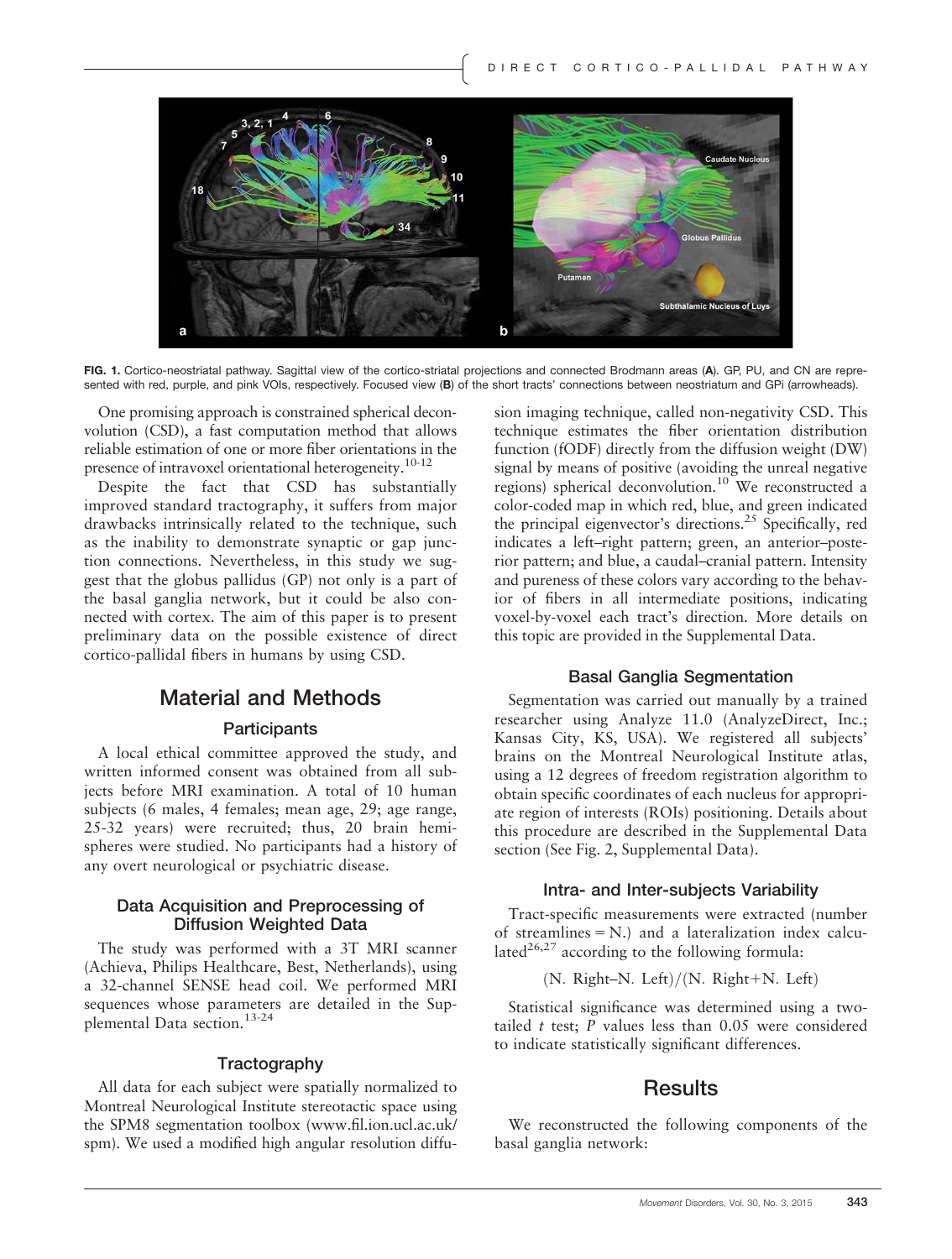FIG. 1. Cortico-neostriatal pathway. Sagittal view of the cortico-striatal projections and connected Brodmann areas (**A**). GP, PU, and CN are represented with red, purple, and pink VOIs, respectively. Focused view (**B**) of the short tracts' connections between neostriatum and GPi (arrowheads).

One promising approach is constrained spherical deconvolution (CSD), a fast computation method that allows reliable estimation of one or more fiber orientations in the presence of intravoxel orientational heterogeneity.[10-12]

Despite the fact that CSD has substantially improved standard tractography, it suffers from major drawbacks intrinsically related to the technique, such as the inability to demonstrate synaptic or gap junction connections. Nevertheless, in this study we suggest that the globus pallidus (GP) not only is a part of the basal ganglia network, but it could be also connected with cortex. The aim of this paper is to present preliminary data on the possible existence of direct cortico-pallidal fibers in humans by using CSD.

## Material and Methods

### Participants

A local ethical committee approved the study, and written informed consent was obtained from all subjects before MRI examination. A total of 10 human subjects (6 males, 4 females; mean age, 29; age range, 25-32 years) were recruited; thus, 20 brain hemispheres were studied. No participants had a history of any overt neurological or psychiatric disease.

### Data Acquisition and Preprocessing of Diffusion Weighted Data

The study was performed with a 3T MRI scanner (Achieva, Philips Healthcare, Best, Netherlands), using a 32-channel SENSE head coil. We performed MRI sequences whose parameters are detailed in the Supplemental Data section.[13-24]

### Tractography

All data for each subject were spatially normalized to Montreal Neurological Institute stereotactic space using the SPM8 segmentation toolbox (www.fil.ion.ucl.ac.uk/spm). We used a modified high angular resolution diffusion imaging technique, called non-negativity CSD. This technique estimates the fiber orientation distribution function (fODF) directly from the diffusion weight (DW) signal by means of positive (avoiding the unreal negative regions) spherical deconvolution.[10] We reconstructed a color-coded map in which red, blue, and green indicated the principal eigenvector's directions.[25] Specifically, red indicates a left–right pattern; green, an anterior–posterior pattern; and blue, a caudal–cranial pattern. Intensity and pureness of these colors vary according to the behavior of fibers in all intermediate positions, indicating voxel-by-voxel each tract's direction. More details on this topic are provided in the Supplemental Data.

### Basal Ganglia Segmentation

Segmentation was carried out manually by a trained researcher using Analyze 11.0 (AnalyzeDirect, Inc.; Kansas City, KS, USA). We registered all subjects' brains on the Montreal Neurological Institute atlas, using a 12 degrees of freedom registration algorithm to obtain specific coordinates of each nucleus for appropriate region of interests (ROIs) positioning. Details about this procedure are described in the Supplemental Data section (See Fig. 2, Supplemental Data).

### Intra- and Inter-subjects Variability

Tract-specific measurements were extracted (number of streamlines = N.) and a lateralization index calculated[26,27] according to the following formula:

$$(\text{N. Right} - \text{N. Left})/(\text{N. Right} + \text{N. Left})$$

Statistical significance was determined using a two-tailed $t$ test; $P$ values less than 0.05 were considered to indicate statistically significant differences.

## Results

We reconstructed the following components of the basal ganglia network: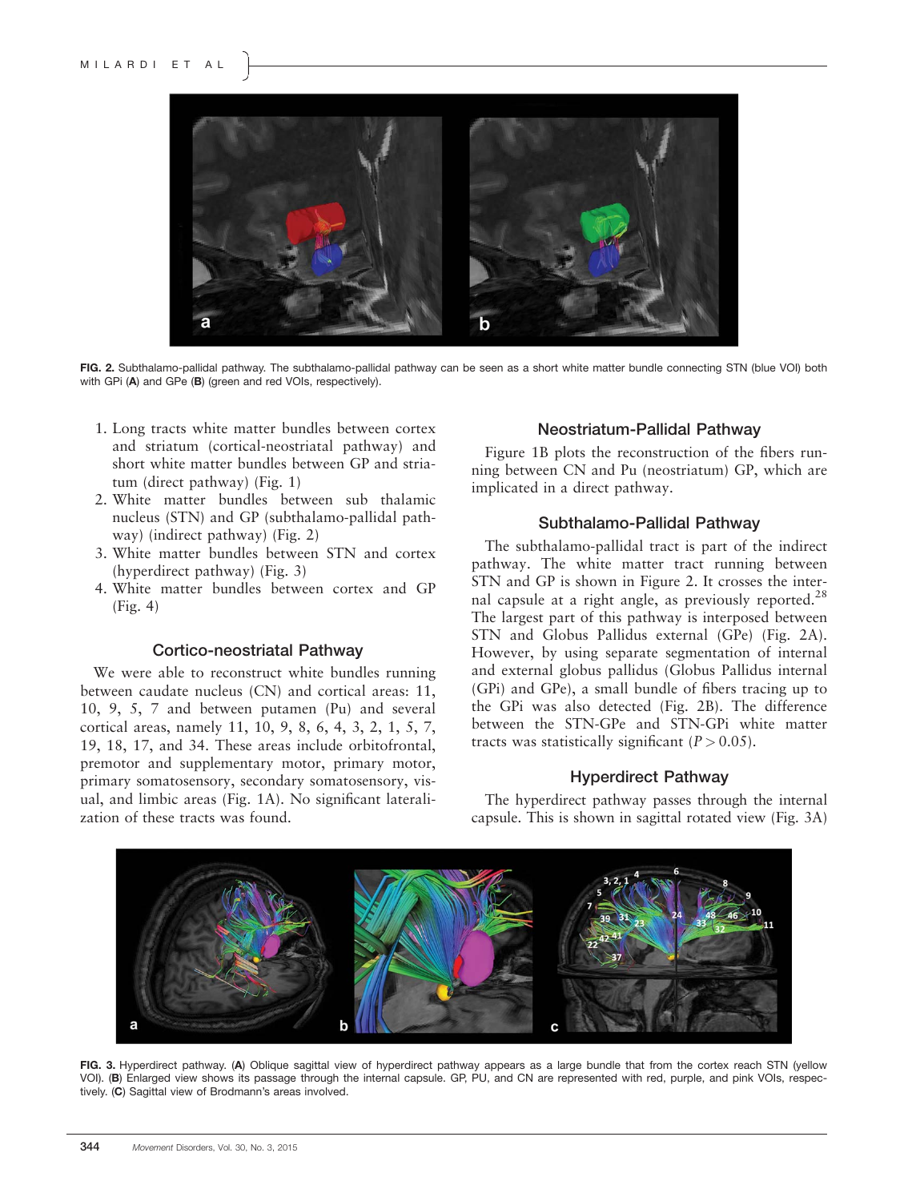FIG. 2. Subthalamo-pallidal pathway. The subthalamo-pallidal pathway can be seen as a short white matter bundle connecting STN (blue VOI) both with GPi (**A**) and GPe (**B**) (green and red VOIs, respectively).

1. Long tracts white matter bundles between cortex and striatum (cortical-neostriatal pathway) and short white matter bundles between GP and striatum (direct pathway) (Fig. 1)
2. White matter bundles between sub thalamic nucleus (STN) and GP (subthalamo-pallidal pathway) (indirect pathway) (Fig. 2)
3. White matter bundles between STN and cortex (hyperdirect pathway) (Fig. 3)
4. White matter bundles between cortex and GP (Fig. 4)

### Cortico-neostriatal Pathway

We were able to reconstruct white bundles running between caudate nucleus (CN) and cortical areas: 11, 10, 9, 5, 7 and between putamen (Pu) and several cortical areas, namely 11, 10, 9, 8, 6, 4, 3, 2, 1, 5, 7, 19, 18, 17, and 34. These areas include orbitofrontal, premotor and supplementary motor, primary motor, primary somatosensory, secondary somatosensory, visual, and limbic areas (Fig. 1A). No significant lateralization of these tracts was found.

### Neostriatum-Pallidal Pathway

Figure 1B plots the reconstruction of the fibers running between CN and Pu (neostriatum) GP, which are implicated in a direct pathway.

### Subthalamo-Pallidal Pathway

The subthalamo-pallidal tract is part of the indirect pathway. The white matter tract running between STN and GP is shown in Figure 2. It crosses the internal capsule at a right angle, as previously reported.[28] The largest part of this pathway is interposed between STN and Globus Pallidus external (GPe) (Fig. 2A). However, by using separate segmentation of internal and external globus pallidus (Globus Pallidus internal (GPi) and GPe), a small bundle of fibers tracing up to the GPi was also detected (Fig. 2B). The difference between the STN-GPe and STN-GPi white matter tracts was statistically significant ($P > 0.05$).

### Hyperdirect Pathway

The hyperdirect pathway passes through the internal capsule. This is shown in sagittal rotated view (Fig. 3A)

FIG. 3. Hyperdirect pathway. (**A**) Oblique sagittal view of hyperdirect pathway appears as a large bundle that from the cortex reach STN (yellow VOI). (**B**) Enlarged view shows its passage through the internal capsule. GP, PU, and CN are represented with red, purple, and pink VOIs, respectively. (**C**) Sagittal view of Brodmann's areas involved.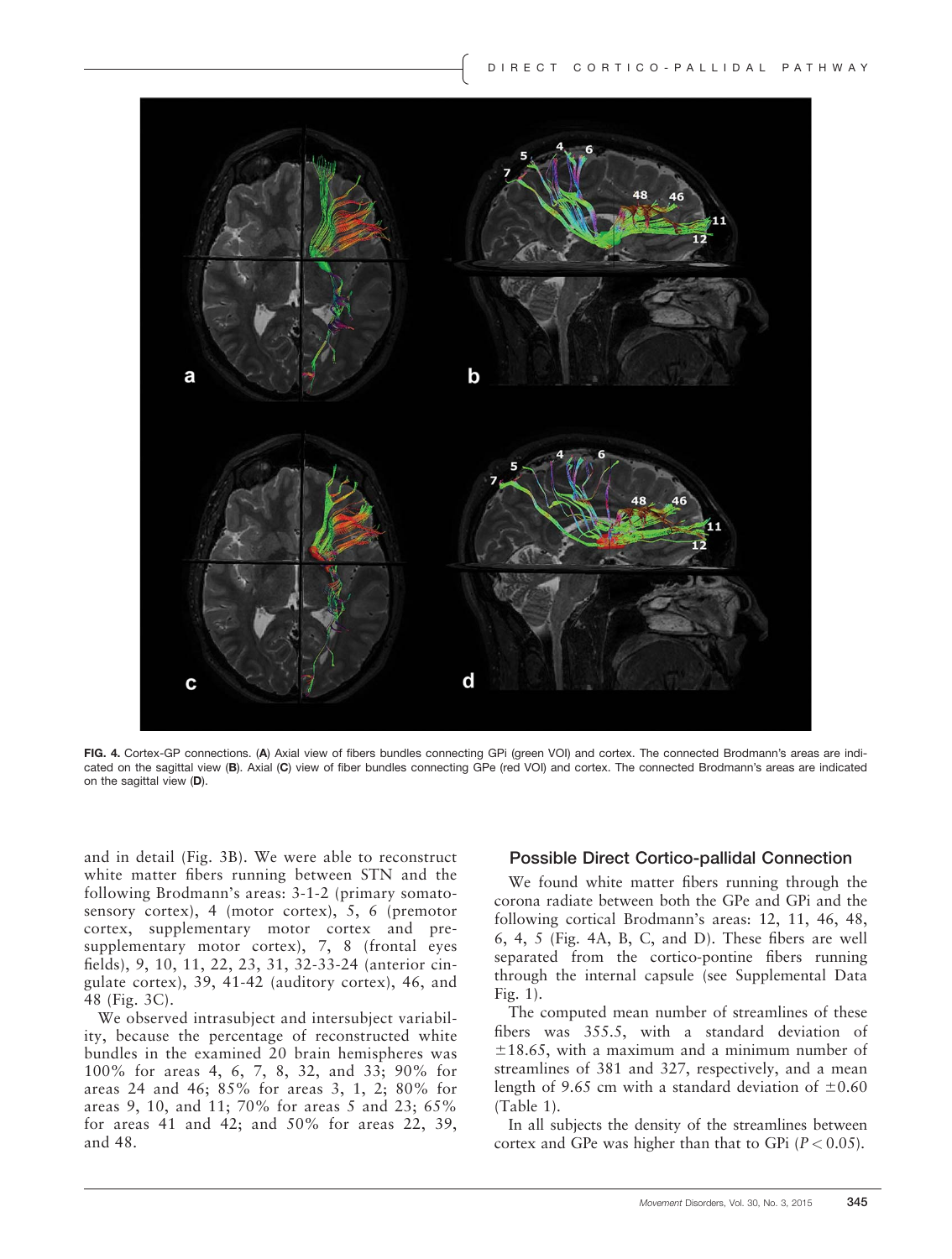FIG. 4. Cortex-GP connections. (**A**) Axial view of fibers bundles connecting GPi (green VOI) and cortex. The connected Brodmann's areas are indicated on the sagittal view (**B**). Axial (**C**) view of fiber bundles connecting GPe (red VOI) and cortex. The connected Brodmann's areas are indicated on the sagittal view (**D**).

and in detail (Fig. 3B). We were able to reconstruct white matter fibers running between STN and the following Brodmann's areas: 3-1-2 (primary somatosensory cortex), 4 (motor cortex), 5, 6 (premotor cortex, supplementary motor cortex and presupplementary motor cortex), 7, 8 (frontal eyes fields), 9, 10, 11, 22, 23, 31, 32-33-24 (anterior cingulate cortex), 39, 41-42 (auditory cortex), 46, and 48 (Fig. 3C).

We observed intrasubject and intersubject variability, because the percentage of reconstructed white bundles in the examined 20 brain hemispheres was 100% for areas 4, 6, 7, 8, 32, and 33; 90% for areas 24 and 46; 85% for areas 3, 1, 2; 80% for areas 9, 10, and 11; 70% for areas 5 and 23; 65% for areas 41 and 42; and 50% for areas 22, 39, and 48.

## Possible Direct Cortico-pallidal Connection

We found white matter fibers running through the corona radiate between both the GPe and GPi and the following cortical Brodmann's areas: 12, 11, 46, 48, 6, 4, 5 (Fig. 4A, B, C, and D). These fibers are well separated from the cortico-pontine fibers running through the internal capsule (see Supplemental Data Fig. 1).

The computed mean number of streamlines of these fibers was 355.5, with a standard deviation of $\pm 18.65$, with a maximum and a minimum number of streamlines of 381 and 327, respectively, and a mean length of 9.65 cm with a standard deviation of $\pm 0.60$ (Table 1).

In all subjects the density of the streamlines between cortex and GPe was higher than that to GPi ($P < 0.05$).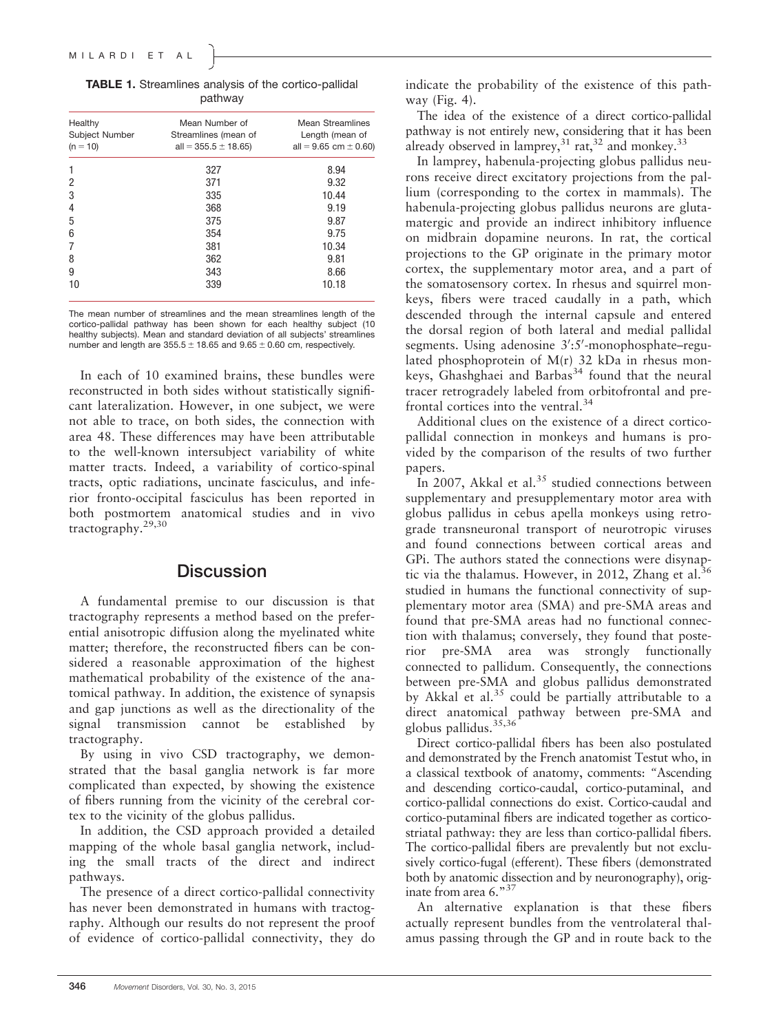**TABLE 1.** Streamlines analysis of the cortico-pallidal pathway

| Healthy Subject Number (n = 10) | Mean Number of Streamlines (mean of all = 355.5 ± 18.65) | Mean Streamlines Length (mean of all = 9.65 cm ± 0.60) |
|---|---|---|
| 1 | 327 | 8.94 |
| 2 | 371 | 9.32 |
| 3 | 335 | 10.44 |
| 4 | 368 | 9.19 |
| 5 | 375 | 9.87 |
| 6 | 354 | 9.75 |
| 7 | 381 | 10.34 |
| 8 | 362 | 9.81 |
| 9 | 343 | 8.66 |
| 10 | 339 | 10.18 |

The mean number of streamlines and the mean streamlines length of the cortico-pallidal pathway has been shown for each healthy subject (10 healthy subjects). Mean and standard deviation of all subjects' streamlines number and length are 355.5 ± 18.65 and 9.65 ± 0.60 cm, respectively.

In each of 10 examined brains, these bundles were reconstructed in both sides without statistically significant lateralization. However, in one subject, we were not able to trace, on both sides, the connection with area 48. These differences may have been attributable to the well-known intersubject variability of white matter tracts. Indeed, a variability of cortico-spinal tracts, optic radiations, uncinate fasciculus, and inferior fronto-occipital fasciculus has been reported in both postmortem anatomical studies and in vivo tractography.[29,30]

## Discussion

A fundamental premise to our discussion is that tractography represents a method based on the preferential anisotropic diffusion along the myelinated white matter; therefore, the reconstructed fibers can be considered a reasonable approximation of the highest mathematical probability of the existence of the anatomical pathway. In addition, the existence of synapsis and gap junctions as well as the directionality of the signal transmission cannot be established by tractography.

By using in vivo CSD tractography, we demonstrated that the basal ganglia network is far more complicated than expected, by showing the existence of fibers running from the vicinity of the cerebral cortex to the vicinity of the globus pallidus.

In addition, the CSD approach provided a detailed mapping of the whole basal ganglia network, including the small tracts of the direct and indirect pathways.

The presence of a direct cortico-pallidal connectivity has never been demonstrated in humans with tractography. Although our results do not represent the proof of evidence of cortico-pallidal connectivity, they do indicate the probability of the existence of this pathway (Fig. 4).

The idea of the existence of a direct cortico-pallidal pathway is not entirely new, considering that it has been already observed in lamprey,[31] rat,[32] and monkey.[33]

In lamprey, habenula-projecting globus pallidus neurons receive direct excitatory projections from the pallium (corresponding to the cortex in mammals). The habenula-projecting globus pallidus neurons are glutamatergic and provide an indirect inhibitory influence on midbrain dopamine neurons. In rat, the cortical projections to the GP originate in the primary motor cortex, the supplementary motor area, and a part of the somatosensory cortex. In rhesus and squirrel monkeys, fibers were traced caudally in a path, which descended through the internal capsule and entered the dorsal region of both lateral and medial pallidal segments. Using adenosine 3′:5′-monophosphate–regulated phosphoprotein of M(r) 32 kDa in rhesus monkeys, Ghashghaei and Barbas[34] found that the neural tracer retrogradely labeled from orbitofrontal and prefrontal cortices into the ventral.[34]

Additional clues on the existence of a direct cortico-pallidal connection in monkeys and humans is provided by the comparison of the results of two further papers.

In 2007, Akkal et al.[35] studied connections between supplementary and presupplementary motor area with globus pallidus in cebus apella monkeys using retrograde transneuronal transport of neurotropic viruses and found connections between cortical areas and GPi. The authors stated the connections were disynaptic via the thalamus. However, in 2012, Zhang et al.[36] studied in humans the functional connectivity of supplementary motor area (SMA) and pre-SMA areas and found that pre-SMA areas had no functional connection with thalamus; conversely, they found that posterior pre-SMA area was strongly functionally connected to pallidum. Consequently, the connections between pre-SMA and globus pallidus demonstrated by Akkal et al.[35] could be partially attributable to a direct anatomical pathway between pre-SMA and globus pallidus.[35,36]

Direct cortico-pallidal fibers has been also postulated and demonstrated by the French anatomist Testut who, in a classical textbook of anatomy, comments: "Ascending and descending cortico-caudal, cortico-putaminal, and cortico-pallidal connections do exist. Cortico-caudal and cortico-putaminal fibers are indicated together as corticostriatal pathway: they are less than cortico-pallidal fibers. The cortico-pallidal fibers are prevalently but not exclusively cortico-fugal (efferent). These fibers (demonstrated both by anatomic dissection and by neuronography), originate from area 6."[37]

An alternative explanation is that these fibers actually represent bundles from the ventrolateral thalamus passing through the GP and in route back to the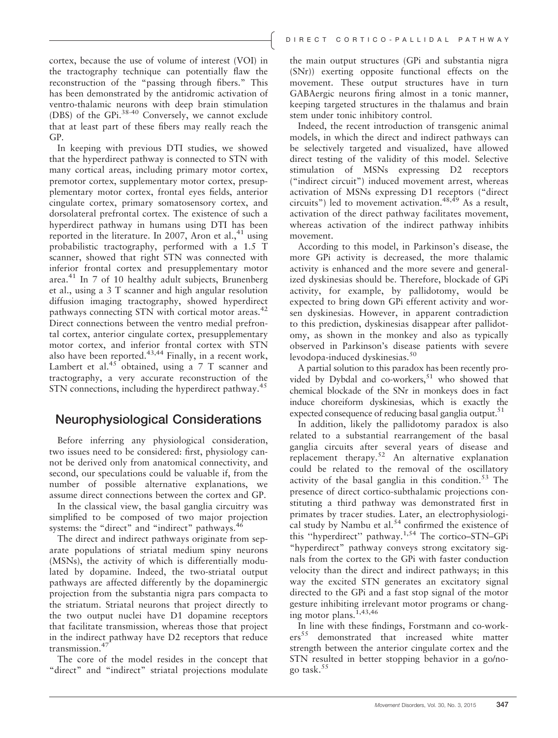cortex, because the use of volume of interest (VOI) in the tractography technique can potentially flaw the reconstruction of the "passing through fibers." This has been demonstrated by the antidromic activation of ventro-thalamic neurons with deep brain stimulation (DBS) of the GPi.[38-40] Conversely, we cannot exclude that at least part of these fibers may really reach the GP.

In keeping with previous DTI studies, we showed that the hyperdirect pathway is connected to STN with many cortical areas, including primary motor cortex, premotor cortex, supplementary motor cortex, presupplementary motor cortex, frontal eyes fields, anterior cingulate cortex, primary somatosensory cortex, and dorsolateral prefrontal cortex. The existence of such a hyperdirect pathway in humans using DTI has been reported in the literature. In 2007, Aron et al.,[41] using probabilistic tractography, performed with a 1.5 T scanner, showed that right STN was connected with inferior frontal cortex and presupplementary motor area.[41] In 7 of 10 healthy adult subjects, Brunenberg et al., using a 3 T scanner and high angular resolution diffusion imaging tractography, showed hyperdirect pathways connecting STN with cortical motor areas.[42] Direct connections between the ventro medial prefrontal cortex, anterior cingulate cortex, presupplementary motor cortex, and inferior frontal cortex with STN also have been reported.[43,44] Finally, in a recent work, Lambert et al.[45] obtained, using a 7 T scanner and tractography, a very accurate reconstruction of the STN connections, including the hyperdirect pathway.[45]

## Neurophysiological Considerations

Before inferring any physiological consideration, two issues need to be considered: first, physiology cannot be derived only from anatomical connectivity, and second, our speculations could be valuable if, from the number of possible alternative explanations, we assume direct connections between the cortex and GP.

In the classical view, the basal ganglia circuitry was simplified to be composed of two major projection systems: the "direct" and "indirect" pathways.[46]

The direct and indirect pathways originate from separate populations of striatal medium spiny neurons (MSNs), the activity of which is differentially modulated by dopamine. Indeed, the two-striatal output pathways are affected differently by the dopaminergic projection from the substantia nigra pars compacta to the striatum. Striatal neurons that project directly to the two output nuclei have D1 dopamine receptors that facilitate transmission, whereas those that project in the indirect pathway have D2 receptors that reduce transmission.[47]

The core of the model resides in the concept that "direct" and "indirect" striatal projections modulate the main output structures (GPi and substantia nigra (SNr)) exerting opposite functional effects on the movement. These output structures have in turn GABAergic neurons firing almost in a tonic manner, keeping targeted structures in the thalamus and brain stem under tonic inhibitory control.

Indeed, the recent introduction of transgenic animal models, in which the direct and indirect pathways can be selectively targeted and visualized, have allowed direct testing of the validity of this model. Selective stimulation of MSNs expressing D2 receptors ("indirect circuit") induced movement arrest, whereas activation of MSNs expressing D1 receptors ("direct circuits") led to movement activation.[48,49] As a result, activation of the direct pathway facilitates movement, whereas activation of the indirect pathway inhibits movement.

According to this model, in Parkinson's disease, the more GPi activity is decreased, the more thalamic activity is enhanced and the more severe and generalized dyskinesias should be. Therefore, blockade of GPi activity, for example, by pallidotomy, would be expected to bring down GPi efferent activity and worsen dyskinesias. However, in apparent contradiction to this prediction, dyskinesias disappear after pallidotomy, as shown in the monkey and also as typically observed in Parkinson's disease patients with severe levodopa-induced dyskinesias.[50]

A partial solution to this paradox has been recently provided by Dybdal and co-workers,[51] who showed that chemical blockade of the SNr in monkeys does in fact induce choreiform dyskinesias, which is exactly the expected consequence of reducing basal ganglia output.[51]

In addition, likely the pallidotomy paradox is also related to a substantial rearrangement of the basal ganglia circuits after several years of disease and replacement therapy.[52] An alternative explanation could be related to the removal of the oscillatory activity of the basal ganglia in this condition.[53] The presence of direct cortico-subthalamic projections constituting a third pathway was demonstrated first in primates by tracer studies. Later, an electrophysiological study by Nambu et al.[54] confirmed the existence of this "hyperdirect" pathway.[1,54] The cortico–STN–GPi "hyperdirect" pathway conveys strong excitatory signals from the cortex to the GPi with faster conduction velocity than the direct and indirect pathways; in this way the excited STN generates an excitatory signal directed to the GPi and a fast stop signal of the motor gesture inhibiting irrelevant motor programs or changing motor plans.[1,43,46]

In line with these findings, Forstmann and co-workers[55] demonstrated that increased white matter strength between the anterior cingulate cortex and the STN resulted in better stopping behavior in a go/no-go task.[55]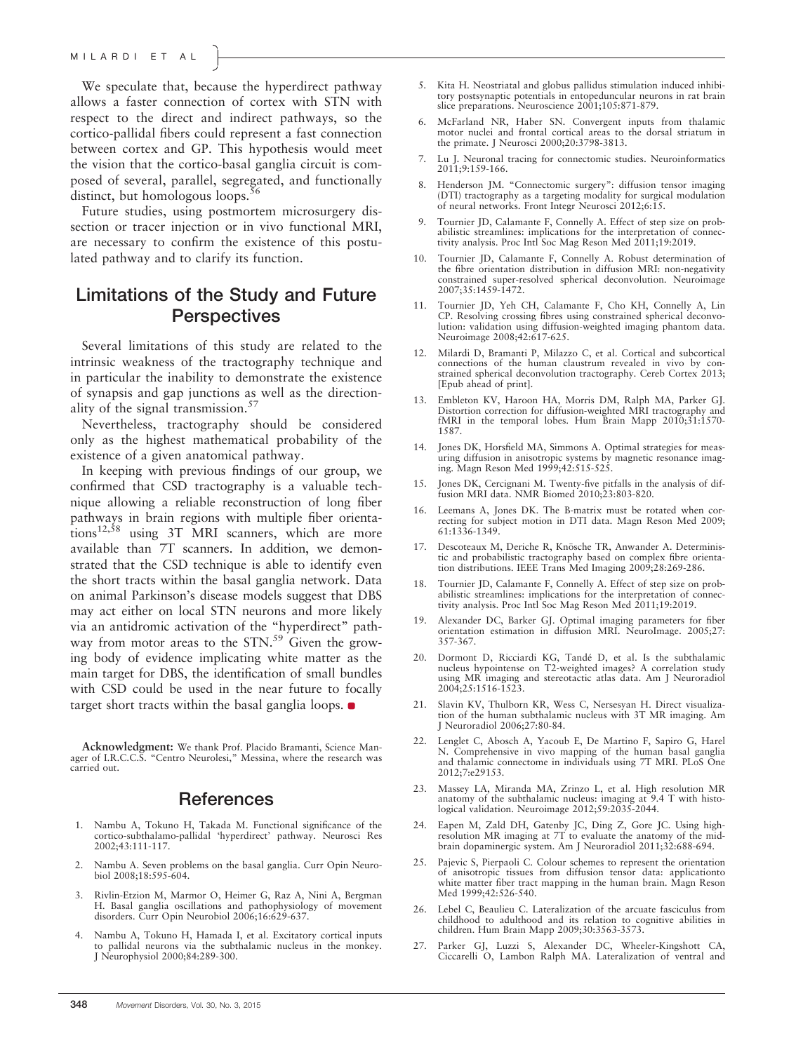We speculate that, because the hyperdirect pathway allows a faster connection of cortex with STN with respect to the direct and indirect pathways, so the cortico-pallidal fibers could represent a fast connection between cortex and GP. This hypothesis would meet the vision that the cortico-basal ganglia circuit is composed of several, parallel, segregated, and functionally distinct, but homologous loops.[56]

Future studies, using postmortem microsurgery dissection or tracer injection or in vivo functional MRI, are necessary to confirm the existence of this postulated pathway and to clarify its function.

## Limitations of the Study and Future Perspectives

Several limitations of this study are related to the intrinsic weakness of the tractography technique and in particular the inability to demonstrate the existence of synapsis and gap junctions as well as the directionality of the signal transmission.[57]

Nevertheless, tractography should be considered only as the highest mathematical probability of the existence of a given anatomical pathway.

In keeping with previous findings of our group, we confirmed that CSD tractography is a valuable technique allowing a reliable reconstruction of long fiber pathways in brain regions with multiple fiber orientations[12,58] using 3T MRI scanners, which are more available than 7T scanners. In addition, we demonstrated that the CSD technique is able to identify even the short tracts within the basal ganglia network. Data on animal Parkinson's disease models suggest that DBS may act either on local STN neurons and more likely via an antidromic activation of the "hyperdirect" pathway from motor areas to the STN.[59] Given the growing body of evidence implicating white matter as the main target for DBS, the identification of small bundles with CSD could be used in the near future to focally target short tracts within the basal ganglia loops.

**Acknowledgment:** We thank Prof. Placido Bramanti, Science Manager of I.R.C.C.S. "Centro Neurolesi," Messina, where the research was carried out.

## References

1. Nambu A, Tokuno H, Takada M. Functional significance of the cortico-subthalamo-pallidal 'hyperdirect' pathway. Neurosci Res 2002;43:111-117.
2. Nambu A. Seven problems on the basal ganglia. Curr Opin Neurobiol 2008;18:595-604.
3. Rivlin-Etzion M, Marmor O, Heimer G, Raz A, Nini A, Bergman H. Basal ganglia oscillations and pathophysiology of movement disorders. Curr Opin Neurobiol 2006;16:629-637.
4. Nambu A, Tokuno H, Hamada I, et al. Excitatory cortical inputs to pallidal neurons via the subthalamic nucleus in the monkey. J Neurophysiol 2000;84:289-300.
5. Kita H. Neostriatal and globus pallidus stimulation induced inhibitory postsynaptic potentials in entopeduncular neurons in rat brain slice preparations. Neuroscience 2001;105:871-879.
6. McFarland NR, Haber SN. Convergent inputs from thalamic motor nuclei and frontal cortical areas to the dorsal striatum in the primate. J Neurosci 2000;20:3798-3813.
7. Lu J. Neuronal tracing for connectomic studies. Neuroinformatics 2011;9:159-166.
8. Henderson JM. "Connectomic surgery": diffusion tensor imaging (DTI) tractography as a targeting modality for surgical modulation of neural networks. Front Integr Neurosci 2012;6:15.
9. Tournier JD, Calamante F, Connelly A. Effect of step size on probabilistic streamlines: implications for the interpretation of connectivity analysis. Proc Intl Soc Mag Reson Med 2011;19:2019.
10. Tournier JD, Calamante F, Connelly A. Robust determination of the fibre orientation distribution in diffusion MRI: non-negativity constrained super-resolved spherical deconvolution. Neuroimage 2007;35:1459-1472.
11. Tournier JD, Yeh CH, Calamante F, Cho KH, Connelly A, Lin CP. Resolving crossing fibres using constrained spherical deconvolution: validation using diffusion-weighted imaging phantom data. Neuroimage 2008;42:617-625.
12. Milardi D, Bramanti P, Milazzo C, et al. Cortical and subcortical connections of the human claustrum revealed in vivo by constrained spherical deconvolution tractography. Cereb Cortex 2013; [Epub ahead of print].
13. Embleton KV, Haroon HA, Morris DM, Ralph MA, Parker GJ. Distortion correction for diffusion-weighted MRI tractography and fMRI in the temporal lobes. Hum Brain Mapp 2010;31:1570-1587.
14. Jones DK, Horsfield MA, Simmons A. Optimal strategies for measuring diffusion in anisotropic systems by magnetic resonance imaging. Magn Reson Med 1999;42:515-525.
15. Jones DK, Cercignani M. Twenty-five pitfalls in the analysis of diffusion MRI data. NMR Biomed 2010;23:803-820.
16. Leemans A, Jones DK. The B-matrix must be rotated when correcting for subject motion in DTI data. Magn Reson Med 2009; 61:1336-1349.
17. Descoteaux M, Deriche R, Knösche TR, Anwander A. Deterministic and probabilistic tractography based on complex fibre orientation distributions. IEEE Trans Med Imaging 2009;28:269-286.
18. Tournier JD, Calamante F, Connelly A. Effect of step size on probabilistic streamlines: implications for the interpretation of connectivity analysis. Proc Intl Soc Mag Reson Med 2011;19:2019.
19. Alexander DC, Barker GJ. Optimal imaging parameters for fiber orientation estimation in diffusion MRI. NeuroImage. 2005;27: 357-367.
20. Dormont D, Ricciardi KG, Tandé D, et al. Is the subthalamic nucleus hypointense on T2-weighted images? A correlation study using MR imaging and stereotactic atlas data. Am J Neuroradiol 2004;25:1516-1523.
21. Slavin KV, Thulborn KR, Wess C, Nersesyan H. Direct visualization of the human subthalamic nucleus with 3T MR imaging. Am J Neuroradiol 2006;27:80-84.
22. Lenglet C, Abosch A, Yacoub E, De Martino F, Sapiro G, Harel N. Comprehensive in vivo mapping of the human basal ganglia and thalamic connectome in individuals using 7T MRI. PLoS One 2012;7:e29153.
23. Massey LA, Miranda MA, Zrinzo L, et al. High resolution MR anatomy of the subthalamic nucleus: imaging at 9.4 T with histological validation. Neuroimage 2012;59:2035-2044.
24. Eapen M, Zald DH, Gatenby JC, Ding Z, Gore JC. Using high-resolution MR imaging at 7T to evaluate the anatomy of the midbrain dopaminergic system. Am J Neuroradiol 2011;32:688-694.
25. Pajevic S, Pierpaoli C. Colour schemes to represent the orientation of anisotropic tissues from diffusion tensor data: applicationto white matter fiber tract mapping in the human brain. Magn Reson Med 1999;42:526-540.
26. Lebel C, Beaulieu C. Lateralization of the arcuate fasciculus from childhood to adulthood and its relation to cognitive abilities in children. Hum Brain Mapp 2009;30:3563-3573.
27. Parker GJ, Luzzi S, Alexander DC, Wheeler-Kingshott CA, Ciccarelli O, Lambon Ralph MA. Lateralization of ventral and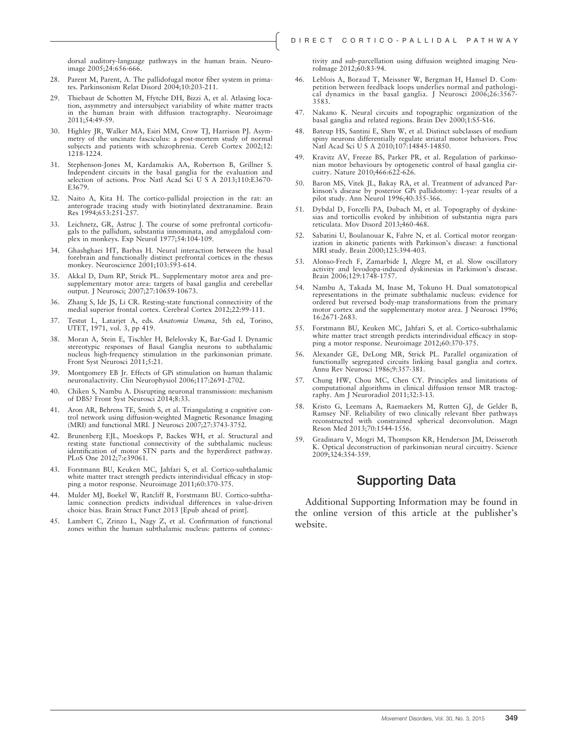dorsal auditory-language pathways in the human brain. Neuroimage 2005;24:656-666.

28. Parent M, Parent, A. The pallidofugal motor fiber system in primates. Parkinsonism Relat Disord 2004;10:203-211.
29. Thiebaut de Schotten M, Ffytche DH, Bizzi A, et al. Atlasing location, asymmetry and intersubject variability of white matter tracts in the human brain with diffusion tractography. Neuroimage 2011;54:49-59.
30. Highley JR, Walker MA, Esiri MM, Crow TJ, Harrison PJ. Asymmetry of the uncinate fasciculus: a post-mortem study of normal subjects and patients with schizophrenia. Cereb Cortex 2002;12: 1218-1224.
31. Stephenson-Jones M, Kardamakis AA, Robertson B, Grillner S. Independent circuits in the basal ganglia for the evaluation and selection of actions. Proc Natl Acad Sci U S A 2013;110:E3670-E3679.
32. Naito A, Kita H. The cortico-pallidal projection in the rat: an anterograde tracing study with biotinylated dextranamine. Brain Res 1994;653:251-257.
33. Leichnetz, GR, Astruc J. The course of some prefrontal corticofugals to the pallidum, substantia innominata, and amygdaloid complex in monkeys. Exp Neurol 1977;54:104-109.
34. Ghashghaei HT, Barbas H. Neural interaction between the basal forebrain and functionally distinct prefrontal cortices in the rhesus monkey. Neuroscience 2001;103:593-614.
35. Akkal D, Dum RP, Strick PL. Supplementary motor area and pre-supplementary motor area: targets of basal ganglia and cerebellar output. J Neurosci; 2007;27:10659-10673.
36. Zhang S, Ide JS, Li CR. Resting-state functional connectivity of the medial superior frontal cortex. Cerebral Cortex 2012;22:99-111.
37. Testut L, Latarjet A, eds. *Anatomia Umana*, 5th ed, Torino, UTET, 1971, vol. 3, pp 419.
38. Moran A, Stein E, Tischler H, Belelovsky K, Bar-Gad I. Dynamic stereotypic responses of Basal Ganglia neurons to subthalamic nucleus high-frequency stimulation in the parkinsonian primate. Front Syst Neurosci 2011;5:21.
39. Montgomery EB Jr. Effects of GPi stimulation on human thalamic neuronalactivity. Clin Neurophysiol 2006;117:2691-2702.
40. Chiken S, Nambu A. Disrupting neuronal transmission: mechanism of DBS? Front Syst Neurosci 2014;8:33.
41. Aron AR, Behrens TE, Smith S, et al. Triangulating a cognitive control network using diffusion-weighted Magnetic Resonance Imaging (MRI) and functional MRI. J Neurosci 2007;27:3743-3752.
42. Brunenberg EJL, Moeskops P, Backes WH, et al. Structural and resting state functional connectivity of the subthalamic nucleus: identification of motor STN parts and the hyperdirect pathway. PLoS One 2012;7:e39061.
43. Forstmann BU, Keuken MC, Jahfari S, et al. Cortico-subthalamic white matter tract strength predicts interindividual efficacy in stopping a motor response. Neuroimage 2011;60:370-375.
44. Mulder MJ, Boekel W, Ratcliff R, Forstmann BU. Cortico-subthalamic connection predicts individual differences in value-driven choice bias. Brain Struct Funct 2013 [Epub ahead of print].
45. Lambert C, Zrinzo L, Nagy Z, et al. Confirmation of functional zones within the human subthalamic nucleus: patterns of connectivity and sub-parcellation using diffusion weighted imaging NeuroImage 2012;60:83-94.
46. Leblois A, Boraud T, Meissner W, Bergman H, Hansel D. Competition between feedback loops underlies normal and pathological dynamics in the basal ganglia. J Neurosci 2006;26:3567-3583.
47. Nakano K. Neural circuits and topographic organization of the basal ganglia and related regions. Brain Dev 2000;1:S5-S16.
48. Bateup HS, Santini E, Shen W, et al. Distinct subclasses of medium spiny neurons differentially regulate striatal motor behaviors. Proc Natl Acad Sci U S A 2010;107:14845-14850.
49. Kravitz AV, Freeze BS, Parker PR, et al. Regulation of parkinsonian motor behaviours by optogenetic control of basal ganglia circuitry. Nature 2010;466:622-626.
50. Baron MS, Vitek JL, Bakay RA, et al. Treatment of advanced Parkinson's disease by posterior GPi pallidotomy: 1-year results of a pilot study. Ann Neurol 1996;40:355-366.
51. Dybdal D, Forcelli PA, Dubach M, et al. Topography of dyskinesias and torticollis evoked by inhibition of substantia nigra pars reticulata. Mov Disord 2013;460-468.
52. Sabatini U, Boulanouar K, Fabre N, et al. Cortical motor reorganization in akinetic patients with Parkinson's disease: a functional MRI study. Brain 2000;123:394-403.
53. Alonso-Frech F, Zamarbide I, Alegre M, et al. Slow oscillatory activity and levodopa-induced dyskinesias in Parkinson's disease. Brain 2006;129:1748-1757.
54. Nambu A, Takada M, Inase M, Tokuno H. Dual somatotopical representations in the primate subthalamic nucleus: evidence for ordered but reversed body-map transformations from the primary motor cortex and the supplementary motor area. J Neurosci 1996; 16:2671-2683.
55. Forstmann BU, Keuken MC, Jahfari S, et al. Cortico-subthalamic white matter tract strength predicts interindividual efficacy in stopping a motor response. Neuroimage 2012;60:370-375.
56. Alexander GE, DeLong MR, Strick PL. Parallel organization of functionally segregated circuits linking basal ganglia and cortex. Annu Rev Neurosci 1986;9:357-381.
57. Chung HW, Chou MC, Chen CY. Principles and limitations of computational algorithms in clinical diffusion tensor MR tractography. Am J Neuroradiol 2011;32:3-13.
58. Kristo G, Leemans A, Raemaekers M, Rutten GJ, de Gelder B, Ramsey NF. Reliability of two clinically relevant fiber pathways reconstructed with constrained spherical deconvolution. Magn Reson Med 2013;70:1544-1556.
59. Gradinaru V, Mogri M, Thompson KR, Henderson JM, Deisseroth K. Optical deconstruction of parkinsonian neural circuitry. Science 2009;324:354-359.

## Supporting Data

Additional Supporting Information may be found in the online version of this article at the publisher's website.